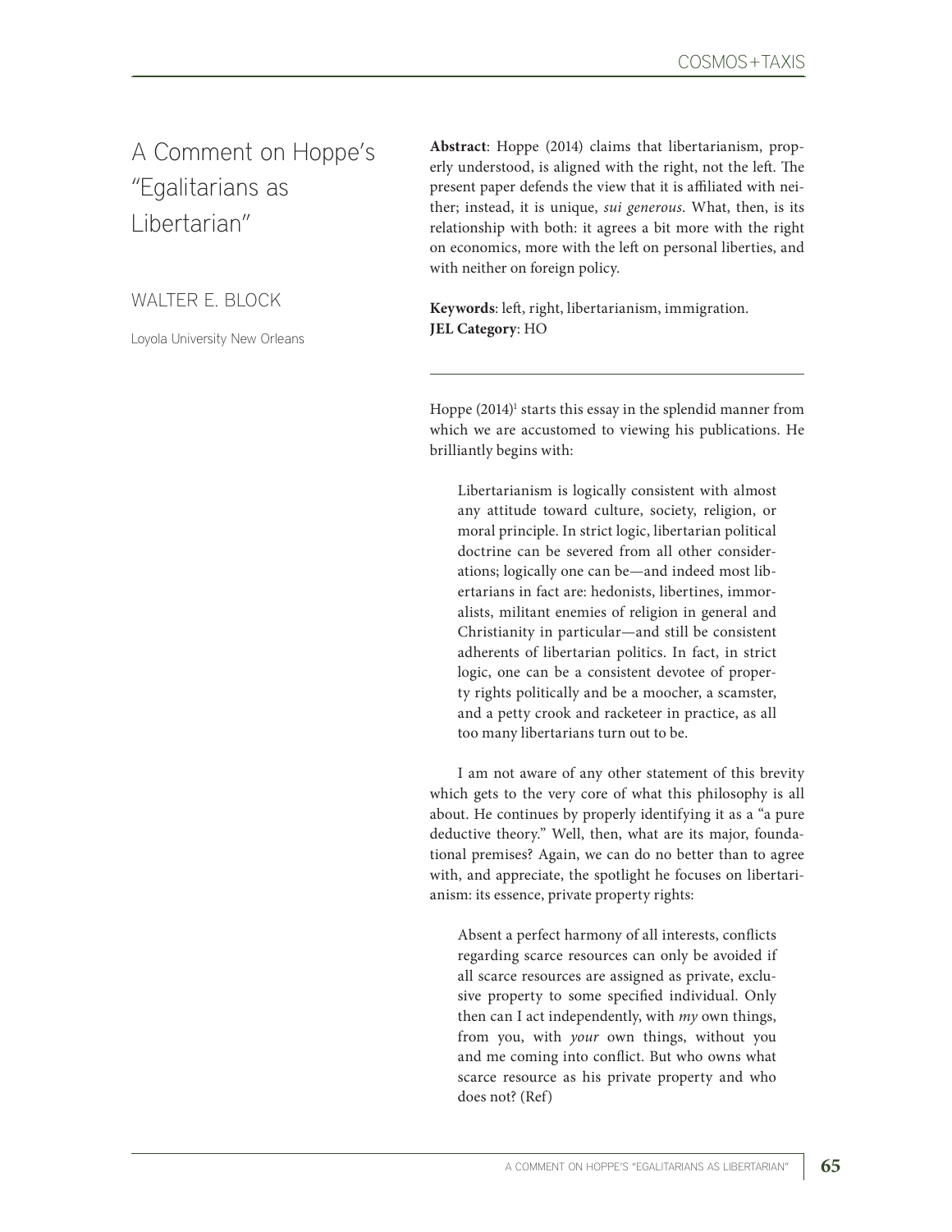# A Comment on Hoppe's "Egalitarians as Libertarian"

WALTER E. BLOCK

Loyola University New Orleans

**Abstract**: Hoppe (2014) claims that libertarianism, properly understood, is aligned with the right, not the left. The present paper defends the view that it is affiliated with neither; instead, it is unique, *sui generous*. What, then, is its relationship with both: it agrees a bit more with the right on economics, more with the left on personal liberties, and with neither on foreign policy.

**Keywords**: left, right, libertarianism, immigration.
**JEL Category**: HO

---

Hoppe (2014)[1] starts this essay in the splendid manner from which we are accustomed to viewing his publications. He brilliantly begins with:

> Libertarianism is logically consistent with almost any attitude toward culture, society, religion, or moral principle. In strict logic, libertarian political doctrine can be severed from all other considerations; logically one can be—and indeed most libertarians in fact are: hedonists, libertines, immoralists, militant enemies of religion in general and Christianity in particular—and still be consistent adherents of libertarian politics. In fact, in strict logic, one can be a consistent devotee of property rights politically and be a moocher, a scamster, and a petty crook and racketeer in practice, as all too many libertarians turn out to be.

I am not aware of any other statement of this brevity which gets to the very core of what this philosophy is all about. He continues by properly identifying it as a "a pure deductive theory." Well, then, what are its major, foundational premises? Again, we can do no better than to agree with, and appreciate, the spotlight he focuses on libertarianism: its essence, private property rights:

> Absent a perfect harmony of all interests, conflicts regarding scarce resources can only be avoided if all scarce resources are assigned as private, exclusive property to some specified individual. Only then can I act independently, with *my* own things, from you, with *your* own things, without you and me coming into conflict. But who owns what scarce resource as his private property and who does not? (Ref)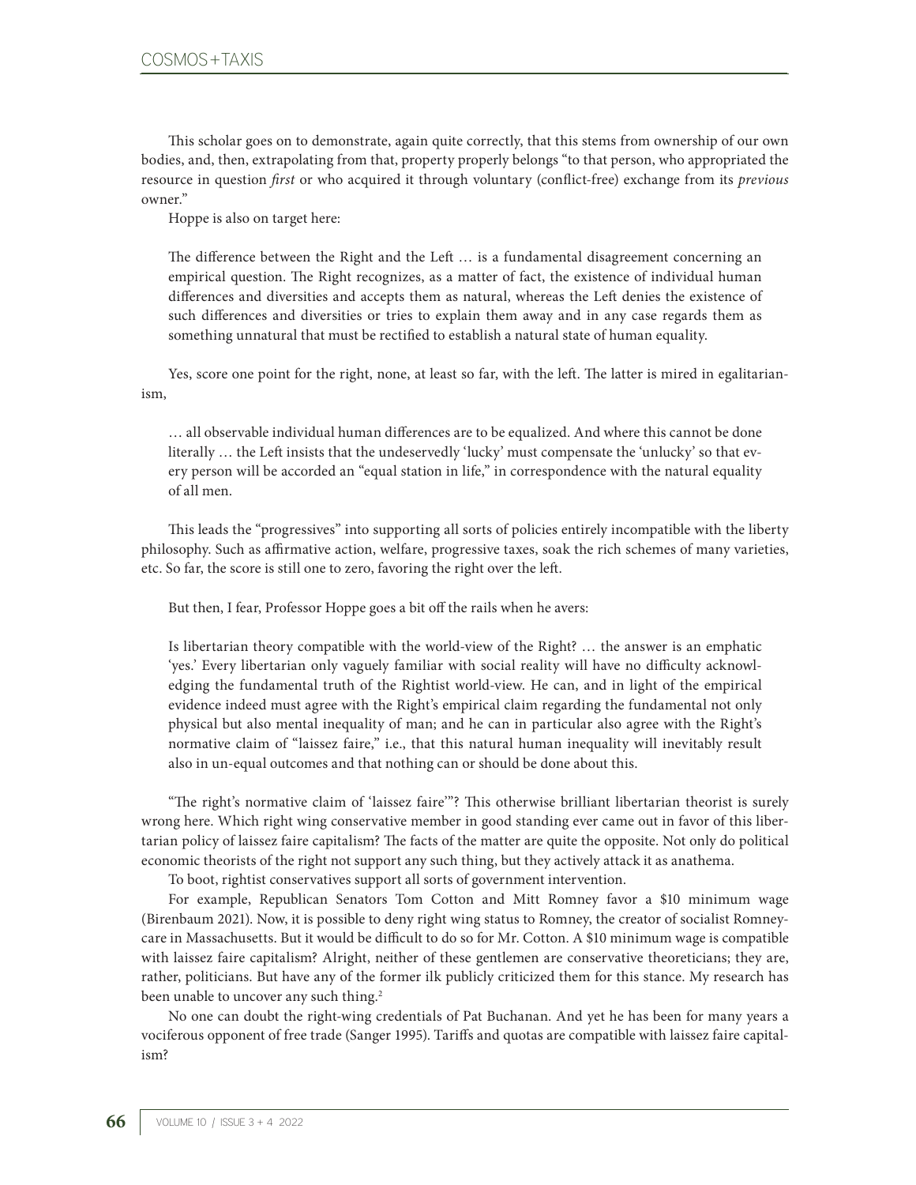This scholar goes on to demonstrate, again quite correctly, that this stems from ownership of our own bodies, and, then, extrapolating from that, property properly belongs "to that person, who appropriated the resource in question *first* or who acquired it through voluntary (conflict-free) exchange from its *previous* owner."

Hoppe is also on target here:

> The difference between the Right and the Left … is a fundamental disagreement concerning an empirical question. The Right recognizes, as a matter of fact, the existence of individual human differences and diversities and accepts them as natural, whereas the Left denies the existence of such differences and diversities or tries to explain them away and in any case regards them as something unnatural that must be rectified to establish a natural state of human equality.

Yes, score one point for the right, none, at least so far, with the left. The latter is mired in egalitarianism,

> … all observable individual human differences are to be equalized. And where this cannot be done literally … the Left insists that the undeservedly 'lucky' must compensate the 'unlucky' so that every person will be accorded an "equal station in life," in correspondence with the natural equality of all men.

This leads the "progressives" into supporting all sorts of policies entirely incompatible with the liberty philosophy. Such as affirmative action, welfare, progressive taxes, soak the rich schemes of many varieties, etc. So far, the score is still one to zero, favoring the right over the left.

But then, I fear, Professor Hoppe goes a bit off the rails when he avers:

> Is libertarian theory compatible with the world-view of the Right? … the answer is an emphatic 'yes.' Every libertarian only vaguely familiar with social reality will have no difficulty acknowledging the fundamental truth of the Rightist world-view. He can, and in light of the empirical evidence indeed must agree with the Right's empirical claim regarding the fundamental not only physical but also mental inequality of man; and he can in particular also agree with the Right's normative claim of "laissez faire," i.e., that this natural human inequality will inevitably result also in un-equal outcomes and that nothing can or should be done about this.

"The right's normative claim of 'laissez faire'"? This otherwise brilliant libertarian theorist is surely wrong here. Which right wing conservative member in good standing ever came out in favor of this libertarian policy of laissez faire capitalism? The facts of the matter are quite the opposite. Not only do political economic theorists of the right not support any such thing, but they actively attack it as anathema.

To boot, rightist conservatives support all sorts of government intervention.

For example, Republican Senators Tom Cotton and Mitt Romney favor a $10 minimum wage (Birenbaum 2021). Now, it is possible to deny right wing status to Romney, the creator of socialist Romneycare in Massachusetts. But it would be difficult to do so for Mr. Cotton. A $10 minimum wage is compatible with laissez faire capitalism? Alright, neither of these gentlemen are conservative theoreticians; they are, rather, politicians. But have any of the former ilk publicly criticized them for this stance. My research has been unable to uncover any such thing.[2]

No one can doubt the right-wing credentials of Pat Buchanan. And yet he has been for many years a vociferous opponent of free trade (Sanger 1995). Tariffs and quotas are compatible with laissez faire capitalism?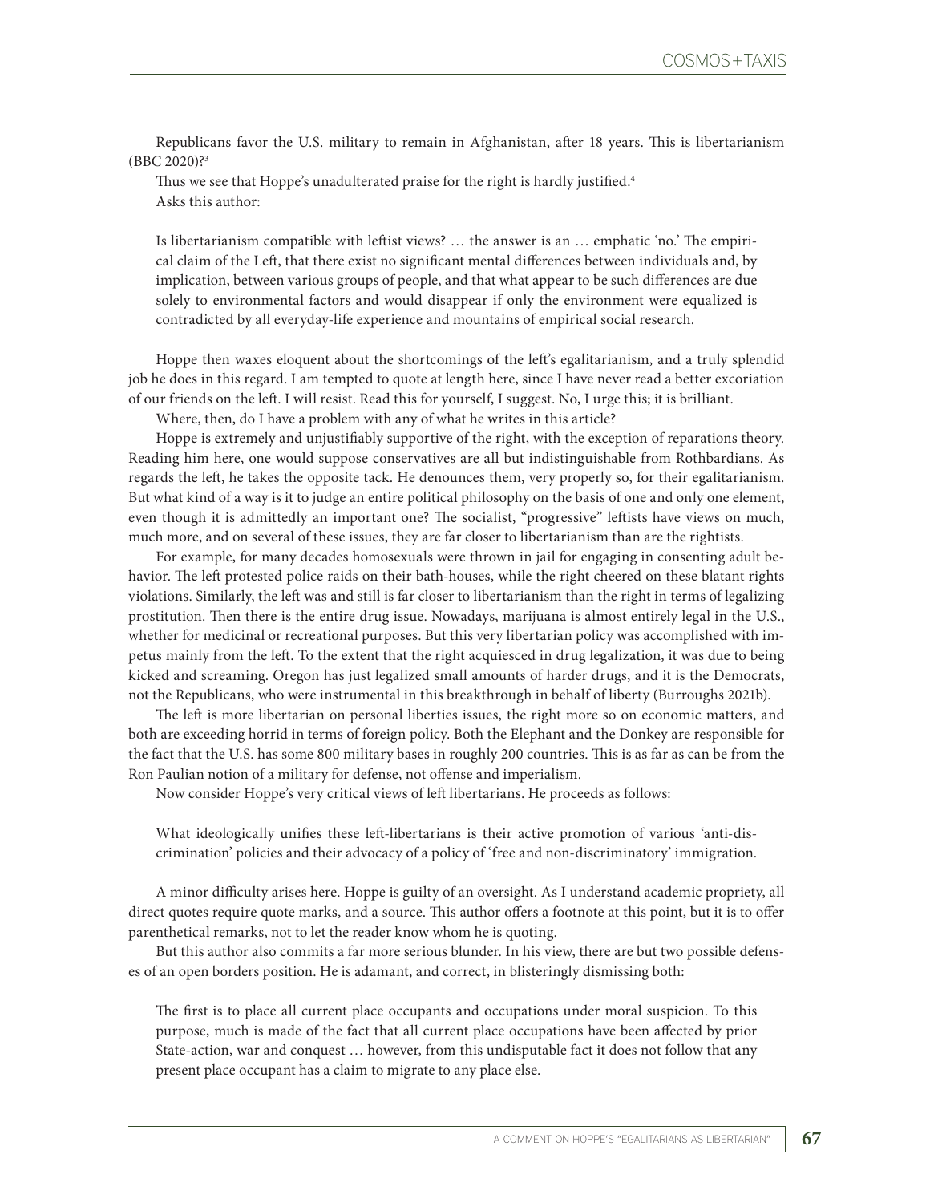Republicans favor the U.S. military to remain in Afghanistan, after 18 years. This is libertarianism (BBC 2020)?[3]

Thus we see that Hoppe's unadulterated praise for the right is hardly justified.[4]

Asks this author:

> Is libertarianism compatible with leftist views? … the answer is an … emphatic 'no.' The empirical claim of the Left, that there exist no significant mental differences between individuals and, by implication, between various groups of people, and that what appear to be such differences are due solely to environmental factors and would disappear if only the environment were equalized is contradicted by all everyday-life experience and mountains of empirical social research.

Hoppe then waxes eloquent about the shortcomings of the left's egalitarianism, and a truly splendid job he does in this regard. I am tempted to quote at length here, since I have never read a better excoriation of our friends on the left. I will resist. Read this for yourself, I suggest. No, I urge this; it is brilliant.

Where, then, do I have a problem with any of what he writes in this article?

Hoppe is extremely and unjustifiably supportive of the right, with the exception of reparations theory. Reading him here, one would suppose conservatives are all but indistinguishable from Rothbardians. As regards the left, he takes the opposite tack. He denounces them, very properly so, for their egalitarianism. But what kind of a way is it to judge an entire political philosophy on the basis of one and only one element, even though it is admittedly an important one? The socialist, "progressive" leftists have views on much, much more, and on several of these issues, they are far closer to libertarianism than are the rightists.

For example, for many decades homosexuals were thrown in jail for engaging in consenting adult behavior. The left protested police raids on their bath-houses, while the right cheered on these blatant rights violations. Similarly, the left was and still is far closer to libertarianism than the right in terms of legalizing prostitution. Then there is the entire drug issue. Nowadays, marijuana is almost entirely legal in the U.S., whether for medicinal or recreational purposes. But this very libertarian policy was accomplished with impetus mainly from the left. To the extent that the right acquiesced in drug legalization, it was due to being kicked and screaming. Oregon has just legalized small amounts of harder drugs, and it is the Democrats, not the Republicans, who were instrumental in this breakthrough in behalf of liberty (Burroughs 2021b).

The left is more libertarian on personal liberties issues, the right more so on economic matters, and both are exceeding horrid in terms of foreign policy. Both the Elephant and the Donkey are responsible for the fact that the U.S. has some 800 military bases in roughly 200 countries. This is as far as can be from the Ron Paulian notion of a military for defense, not offense and imperialism.

Now consider Hoppe's very critical views of left libertarians. He proceeds as follows:

> What ideologically unifies these left-libertarians is their active promotion of various 'anti-discrimination' policies and their advocacy of a policy of 'free and non-discriminatory' immigration.

A minor difficulty arises here. Hoppe is guilty of an oversight. As I understand academic propriety, all direct quotes require quote marks, and a source. This author offers a footnote at this point, but it is to offer parenthetical remarks, not to let the reader know whom he is quoting.

But this author also commits a far more serious blunder. In his view, there are but two possible defenses of an open borders position. He is adamant, and correct, in blisteringly dismissing both:

> The first is to place all current place occupants and occupations under moral suspicion. To this purpose, much is made of the fact that all current place occupations have been affected by prior State-action, war and conquest … however, from this undisputable fact it does not follow that any present place occupant has a claim to migrate to any place else.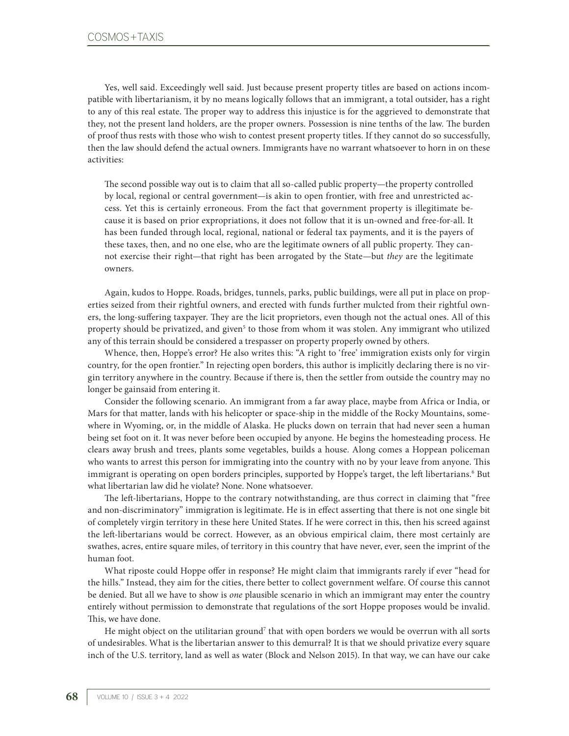Yes, well said. Exceedingly well said. Just because present property titles are based on actions incompatible with libertarianism, it by no means logically follows that an immigrant, a total outsider, has a right to any of this real estate. The proper way to address this injustice is for the aggrieved to demonstrate that they, not the present land holders, are the proper owners. Possession is nine tenths of the law. The burden of proof thus rests with those who wish to contest present property titles. If they cannot do so successfully, then the law should defend the actual owners. Immigrants have no warrant whatsoever to horn in on these activities:

> The second possible way out is to claim that all so-called public property—the property controlled by local, regional or central government—is akin to open frontier, with free and unrestricted access. Yet this is certainly erroneous. From the fact that government property is illegitimate because it is based on prior expropriations, it does not follow that it is un-owned and free-for-all. It has been funded through local, regional, national or federal tax payments, and it is the payers of these taxes, then, and no one else, who are the legitimate owners of all public property. They cannot exercise their right—that right has been arrogated by the State—but *they* are the legitimate owners.

Again, kudos to Hoppe. Roads, bridges, tunnels, parks, public buildings, were all put in place on properties seized from their rightful owners, and erected with funds further mulcted from their rightful owners, the long-suffering taxpayer. They are the licit proprietors, even though not the actual ones. All of this property should be privatized, and given[5] to those from whom it was stolen. Any immigrant who utilized any of this terrain should be considered a trespasser on property properly owned by others.

Whence, then, Hoppe's error? He also writes this: "A right to 'free' immigration exists only for virgin country, for the open frontier." In rejecting open borders, this author is implicitly declaring there is no virgin territory anywhere in the country. Because if there is, then the settler from outside the country may no longer be gainsaid from entering it.

Consider the following scenario. An immigrant from a far away place, maybe from Africa or India, or Mars for that matter, lands with his helicopter or space-ship in the middle of the Rocky Mountains, somewhere in Wyoming, or, in the middle of Alaska. He plucks down on terrain that had never seen a human being set foot on it. It was never before been occupied by anyone. He begins the homesteading process. He clears away brush and trees, plants some vegetables, builds a house. Along comes a Hoppean policeman who wants to arrest this person for immigrating into the country with no by your leave from anyone. This immigrant is operating on open borders principles, supported by Hoppe's target, the left libertarians.[6] But what libertarian law did he violate? None. None whatsoever.

The left-libertarians, Hoppe to the contrary notwithstanding, are thus correct in claiming that "free and non-discriminatory" immigration is legitimate. He is in effect asserting that there is not one single bit of completely virgin territory in these here United States. If he were correct in this, then his screed against the left-libertarians would be correct. However, as an obvious empirical claim, there most certainly are swathes, acres, entire square miles, of territory in this country that have never, ever, seen the imprint of the human foot.

What riposte could Hoppe offer in response? He might claim that immigrants rarely if ever "head for the hills." Instead, they aim for the cities, there better to collect government welfare. Of course this cannot be denied. But all we have to show is *one* plausible scenario in which an immigrant may enter the country entirely without permission to demonstrate that regulations of the sort Hoppe proposes would be invalid. This, we have done.

He might object on the utilitarian ground[7] that with open borders we would be overrun with all sorts of undesirables. What is the libertarian answer to this demurral? It is that we should privatize every square inch of the U.S. territory, land as well as water (Block and Nelson 2015). In that way, we can have our cake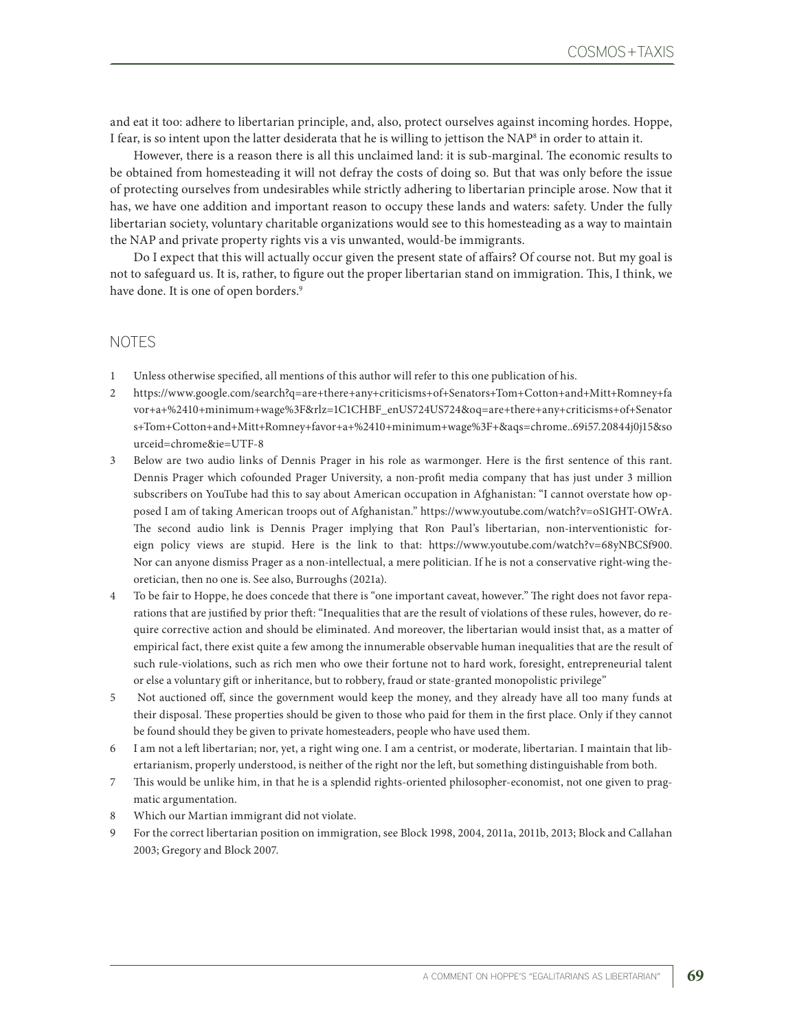and eat it too: adhere to libertarian principle, and, also, protect ourselves against incoming hordes. Hoppe, I fear, is so intent upon the latter desiderata that he is willing to jettison the NAP[8] in order to attain it.

However, there is a reason there is all this unclaimed land: it is sub-marginal. The economic results to be obtained from homesteading it will not defray the costs of doing so. But that was only before the issue of protecting ourselves from undesirables while strictly adhering to libertarian principle arose. Now that it has, we have one addition and important reason to occupy these lands and waters: safety. Under the fully libertarian society, voluntary charitable organizations would see to this homesteading as a way to maintain the NAP and private property rights vis a vis unwanted, would-be immigrants.

Do I expect that this will actually occur given the present state of affairs? Of course not. But my goal is not to safeguard us. It is, rather, to figure out the proper libertarian stand on immigration. This, I think, we have done. It is one of open borders.[9]

## NOTES

1. Unless otherwise specified, all mentions of this author will refer to this one publication of his.
2. https://www.google.com/search?q=are+there+any+criticisms+of+Senators+Tom+Cotton+and+Mitt+Romney+favor+a+%2410+minimum+wage%3F&rlz=1C1CHBF_enUS724US724&oq=are+there+any+criticisms+of+Senators+Tom+Cotton+and+Mitt+Romney+favor+a+%2410+minimum+wage%3F+&aqs=chrome..69i57.20844j0j15&sourceid=chrome&ie=UTF-8
3. Below are two audio links of Dennis Prager in his role as warmonger. Here is the first sentence of this rant. Dennis Prager which cofounded Prager University, a non-profit media company that has just under 3 million subscribers on YouTube had this to say about American occupation in Afghanistan: "I cannot overstate how opposed I am of taking American troops out of Afghanistan." https://www.youtube.com/watch?v=oS1GHT-OWrA. The second audio link is Dennis Prager implying that Ron Paul's libertarian, non-interventionistic foreign policy views are stupid. Here is the link to that: https://www.youtube.com/watch?v=68yNBCSf900. Nor can anyone dismiss Prager as a non-intellectual, a mere politician. If he is not a conservative right-wing theoretician, then no one is. See also, Burroughs (2021a).
4. To be fair to Hoppe, he does concede that there is "one important caveat, however." The right does not favor reparations that are justified by prior theft: "Inequalities that are the result of violations of these rules, however, do require corrective action and should be eliminated. And moreover, the libertarian would insist that, as a matter of empirical fact, there exist quite a few among the innumerable observable human inequalities that are the result of such rule-violations, such as rich men who owe their fortune not to hard work, foresight, entrepreneurial talent or else a voluntary gift or inheritance, but to robbery, fraud or state-granted monopolistic privilege"
5. Not auctioned off, since the government would keep the money, and they already have all too many funds at their disposal. These properties should be given to those who paid for them in the first place. Only if they cannot be found should they be given to private homesteaders, people who have used them.
6. I am not a left libertarian; nor, yet, a right wing one. I am a centrist, or moderate, libertarian. I maintain that libertarianism, properly understood, is neither of the right nor the left, but something distinguishable from both.
7. This would be unlike him, in that he is a splendid rights-oriented philosopher-economist, not one given to pragmatic argumentation.
8. Which our Martian immigrant did not violate.
9. For the correct libertarian position on immigration, see Block 1998, 2004, 2011a, 2011b, 2013; Block and Callahan 2003; Gregory and Block 2007.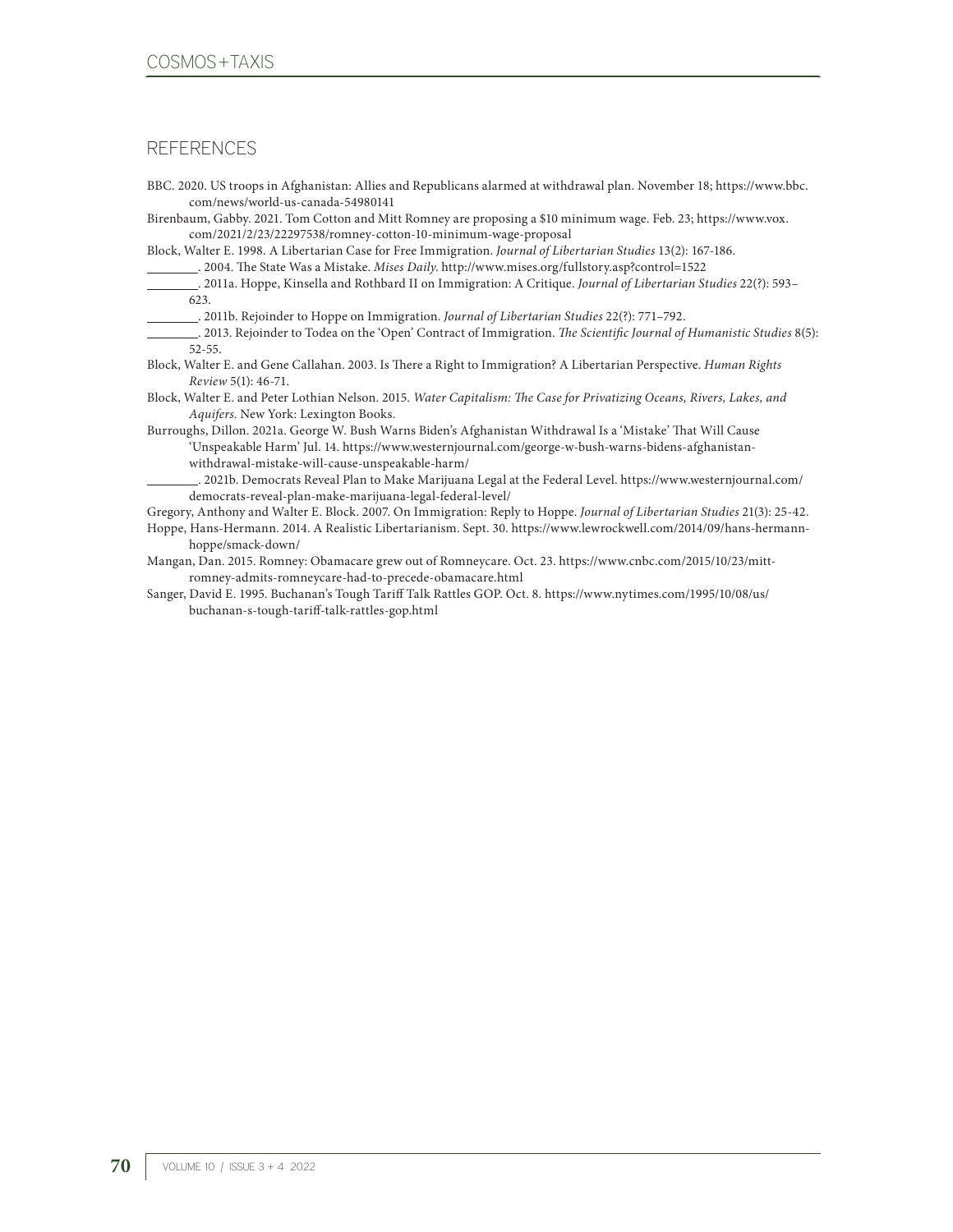## REFERENCES

BBC. 2020. US troops in Afghanistan: Allies and Republicans alarmed at withdrawal plan. November 18; https://www.bbc.com/news/world-us-canada-54980141

Birenbaum, Gabby. 2021. Tom Cotton and Mitt Romney are proposing a $10 minimum wage. Feb. 23; https://www.vox.com/2021/2/23/22297538/romney-cotton-10-minimum-wage-proposal

Block, Walter E. 1998. A Libertarian Case for Free Immigration. *Journal of Libertarian Studies* 13(2): 167-186.

________. 2004. The State Was a Mistake. *Mises Daily*. http://www.mises.org/fullstory.asp?control=1522

________. 2011a. Hoppe, Kinsella and Rothbard II on Immigration: A Critique. *Journal of Libertarian Studies* 22(?): 593–623.

________. 2011b. Rejoinder to Hoppe on Immigration. *Journal of Libertarian Studies* 22(?): 771–792.

________. 2013. Rejoinder to Todea on the 'Open' Contract of Immigration. *The Scientific Journal of Humanistic Studies* 8(5): 52-55.

Block, Walter E. and Gene Callahan. 2003. Is There a Right to Immigration? A Libertarian Perspective. *Human Rights Review* 5(1): 46-71.

Block, Walter E. and Peter Lothian Nelson. 2015. *Water Capitalism: The Case for Privatizing Oceans, Rivers, Lakes, and Aquifers*. New York: Lexington Books.

Burroughs, Dillon. 2021a. George W. Bush Warns Biden's Afghanistan Withdrawal Is a 'Mistake' That Will Cause 'Unspeakable Harm' Jul. 14. https://www.westernjournal.com/george-w-bush-warns-bidens-afghanistan-withdrawal-mistake-will-cause-unspeakable-harm/

________. 2021b. Democrats Reveal Plan to Make Marijuana Legal at the Federal Level. https://www.westernjournal.com/democrats-reveal-plan-make-marijuana-legal-federal-level/

Gregory, Anthony and Walter E. Block. 2007. On Immigration: Reply to Hoppe. *Journal of Libertarian Studies* 21(3): 25-42.

Hoppe, Hans-Hermann. 2014. A Realistic Libertarianism. Sept. 30. https://www.lewrockwell.com/2014/09/hans-hermann-hoppe/smack-down/

Mangan, Dan. 2015. Romney: Obamacare grew out of Romneycare. Oct. 23. https://www.cnbc.com/2015/10/23/mitt-romney-admits-romneycare-had-to-precede-obamacare.html

Sanger, David E. 1995. Buchanan's Tough Tariff Talk Rattles GOP. Oct. 8. https://www.nytimes.com/1995/10/08/us/buchanan-s-tough-tariff-talk-rattles-gop.html